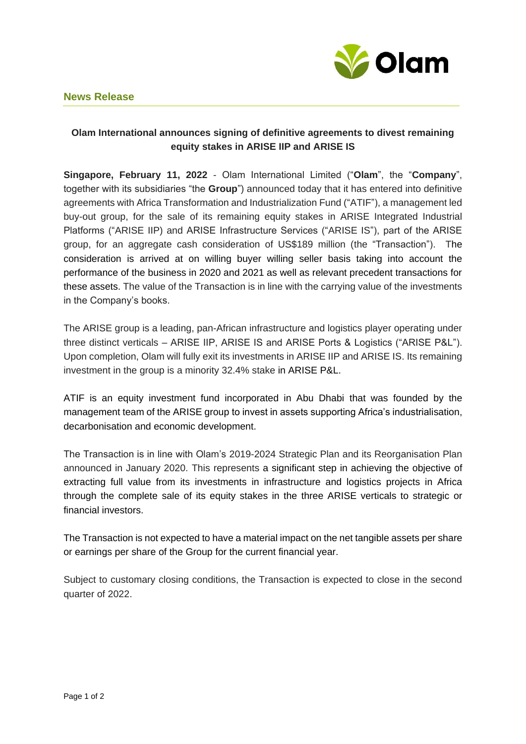**News Release**

## Olam International announces signing of definitive agreements to divest remaining equity stakes in ARISE IIP and ARISE IS

**Singapore, February 11, 2022** - Olam International Limited ("**Olam**", the "**Company**", together with its subsidiaries "the **Group**") announced today that it has entered into definitive agreements with Africa Transformation and Industrialization Fund ("ATIF"), a management led buy-out group, for the sale of its remaining equity stakes in ARISE Integrated Industrial Platforms ("ARISE IIP") and ARISE Infrastructure Services ("ARISE IS"), part of the ARISE group, for an aggregate cash consideration of US$189 million (the "Transaction"). The consideration is arrived at on willing buyer willing seller basis taking into account the performance of the business in 2020 and 2021 as well as relevant precedent transactions for these assets. The value of the Transaction is in line with the carrying value of the investments in the Company's books.

The ARISE group is a leading, pan-African infrastructure and logistics player operating under three distinct verticals – ARISE IIP, ARISE IS and ARISE Ports & Logistics ("ARISE P&L"). Upon completion, Olam will fully exit its investments in ARISE IIP and ARISE IS. Its remaining investment in the group is a minority 32.4% stake in ARISE P&L.

ATIF is an equity investment fund incorporated in Abu Dhabi that was founded by the management team of the ARISE group to invest in assets supporting Africa's industrialisation, decarbonisation and economic development.

The Transaction is in line with Olam's 2019-2024 Strategic Plan and its Reorganisation Plan announced in January 2020. This represents a significant step in achieving the objective of extracting full value from its investments in infrastructure and logistics projects in Africa through the complete sale of its equity stakes in the three ARISE verticals to strategic or financial investors.

The Transaction is not expected to have a material impact on the net tangible assets per share or earnings per share of the Group for the current financial year.

Subject to customary closing conditions, the Transaction is expected to close in the second quarter of 2022.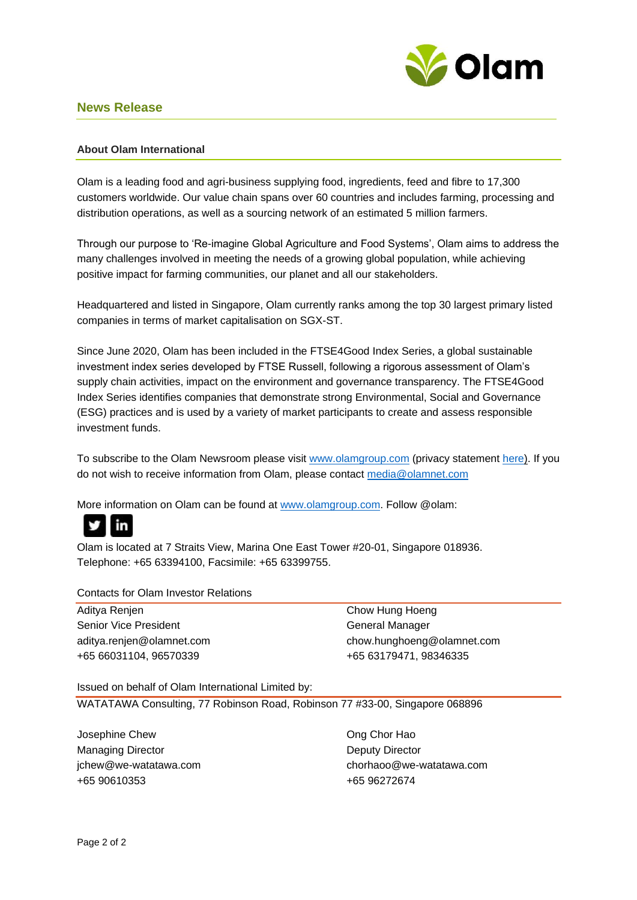## News Release

### About Olam International

Olam is a leading food and agri-business supplying food, ingredients, feed and fibre to 17,300 customers worldwide. Our value chain spans over 60 countries and includes farming, processing and distribution operations, as well as a sourcing network of an estimated 5 million farmers.

Through our purpose to 'Re-imagine Global Agriculture and Food Systems', Olam aims to address the many challenges involved in meeting the needs of a growing global population, while achieving positive impact for farming communities, our planet and all our stakeholders.

Headquartered and listed in Singapore, Olam currently ranks among the top 30 largest primary listed companies in terms of market capitalisation on SGX-ST.

Since June 2020, Olam has been included in the FTSE4Good Index Series, a global sustainable investment index series developed by FTSE Russell, following a rigorous assessment of Olam's supply chain activities, impact on the environment and governance transparency. The FTSE4Good Index Series identifies companies that demonstrate strong Environmental, Social and Governance (ESG) practices and is used by a variety of market participants to create and assess responsible investment funds.

To subscribe to the Olam Newsroom please visit www.olamgroup.com (privacy statement here). If you do not wish to receive information from Olam, please contact media@olamnet.com

More information on Olam can be found at www.olamgroup.com. Follow @olam:

Olam is located at 7 Straits View, Marina One East Tower #20-01, Singapore 018936.
Telephone: +65 63394100, Facsimile: +65 63399755.

Contacts for Olam Investor Relations

| | |
|---|---|
| Aditya Renjen | Chow Hung Hoeng |
| Senior Vice President | General Manager |
| aditya.renjen@olamnet.com | chow.hunghoeng@olamnet.com |
| +65 66031104, 96570339 | +65 63179471, 98346335 |

Issued on behalf of Olam International Limited by:

WATATAWA Consulting, 77 Robinson Road, Robinson 77 #33-00, Singapore 068896

| | |
|---|---|
| Josephine Chew | Ong Chor Hao |
| Managing Director | Deputy Director |
| jchew@we-watatawa.com | chorhaoo@we-watatawa.com |
| +65 90610353 | +65 96272674 |